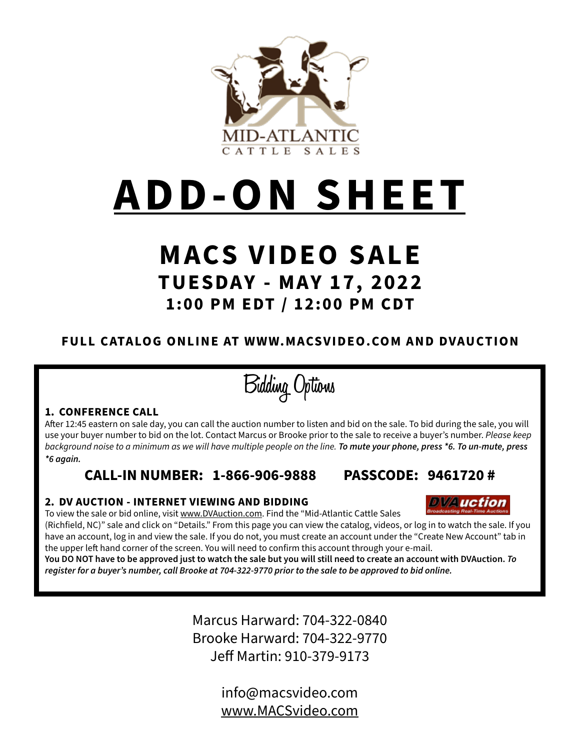MID-ATLANTIC
CATTLE SALES

# ADD-ON SHEET

## MACS VIDEO SALE

### TUESDAY - MAY 17, 2022

### 1:00 PM EDT / 12:00 PM CDT

**FULL CATALOG ONLINE AT WWW.MACSVIDEO.COM AND DVAUCTION**

## Bidding Options

**1. CONFERENCE CALL**

After 12:45 eastern on sale day, you can call the auction number to listen and bid on the sale. To bid during the sale, you will use your buyer number to bid on the lot. Contact Marcus or Brooke prior to the sale to receive a buyer's number. *Please keep background noise to a minimum as we will have multiple people on the line.* ***To mute your phone, press *6. To un-mute, press *6 again.***

**CALL-IN NUMBER: 1-866-906-9888 PASSCODE: 9461720 #**

**2. DV AUCTION - INTERNET VIEWING AND BIDDING**

DVAuction — Broadcasting Real-Time Auctions

To view the sale or bid online, visit www.DVAuction.com. Find the "Mid-Atlantic Cattle Sales (Richfield, NC)" sale and click on "Details." From this page you can view the catalog, videos, or log in to watch the sale. If you have an account, log in and view the sale. If you do not, you must create an account under the "Create New Account" tab in the upper left hand corner of the screen. You will need to confirm this account through your e-mail.

**You DO NOT have to be approved just to watch the sale but you will still need to create an account with DVAuction.** ***To register for a buyer's number, call Brooke at 704-322-9770 prior to the sale to be approved to bid online.***

Marcus Harward: 704-322-0840
Brooke Harward: 704-322-9770
Jeff Martin: 910-379-9173

info@macsvideo.com
www.MACSvideo.com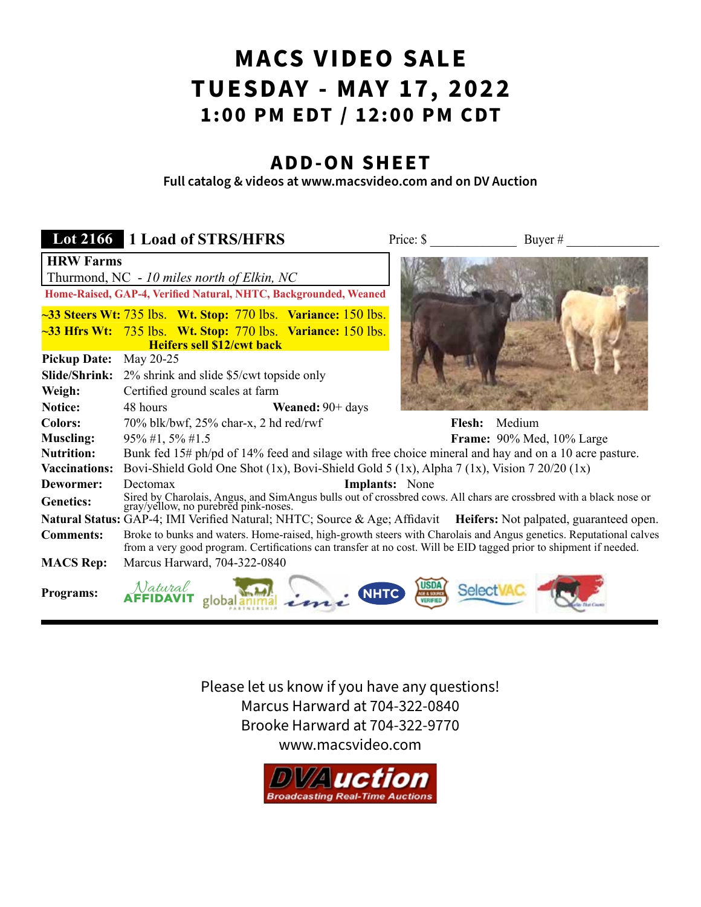# MACS VIDEO SALE
# TUESDAY - MAY 17, 2022
## 1:00 PM EDT / 12:00 PM CDT

## ADD-ON SHEET

**Full catalog & videos at www.macsvideo.com and on DV Auction**

**Lot 2166** **1 Load of STRS/HFRS** Price: $ ____________ Buyer # ____________

**HRW Farms**
Thurmond, NC - *10 miles north of Elkin, NC*

**Home-Raised, GAP-4, Verified Natural, NHTC, Backgrounded, Weaned**

**~33 Steers Wt:** 735 lbs. **Wt. Stop:** 770 lbs. **Variance:** 150 lbs.
**~33 Hfrs Wt:** 735 lbs. **Wt. Stop:** 770 lbs. **Variance:** 150 lbs.
**Heifers sell $12/cwt back**

**Pickup Date:** May 20-25
**Slide/Shrink:** 2% shrink and slide $5/cwt topside only
**Weigh:** Certified ground scales at farm
**Notice:** 48 hours **Weaned:** 90+ days
**Colors:** 70% blk/bwf, 25% char-x, 2 hd red/rwf **Flesh:** Medium
**Muscling:** 95% #1, 5% #1.5 **Frame:** 90% Med, 10% Large
**Nutrition:** Bunk fed 15# ph/pd of 14% feed and silage with free choice mineral and hay and on a 10 acre pasture.
**Vaccinations:** Bovi-Shield Gold One Shot (1x), Bovi-Shield Gold 5 (1x), Alpha 7 (1x), Vision 7 20/20 (1x)
**Dewormer:** Dectomax **Implants:** None
**Genetics:** Sired by Charolais, Angus, and SimAngus bulls out of crossbred cows. All chars are crossbred with a black nose or gray/yellow, no purebred pink-noses.
**Natural Status:** GAP-4; IMI Verified Natural; NHTC; Source & Age; Affidavit **Heifers:** Not palpated, guaranteed open.
**Comments:** Broke to bunks and waters. Home-raised, high-growth steers with Charolais and Angus genetics. Reputational calves from a very good program. Certifications can transfer at no cost. Will be EID tagged prior to shipment if needed.
**MACS Rep:** Marcus Harward, 704-322-0840
**Programs:** Natural Affidavit, global animal partnership, imi, NHTC, USDA Age & Source Verified, SelectVAC

Please let us know if you have any questions!
Marcus Harward at 704-322-0840
Brooke Harward at 704-322-9770
www.macsvideo.com

DVAuction
Broadcasting Real-Time Auctions